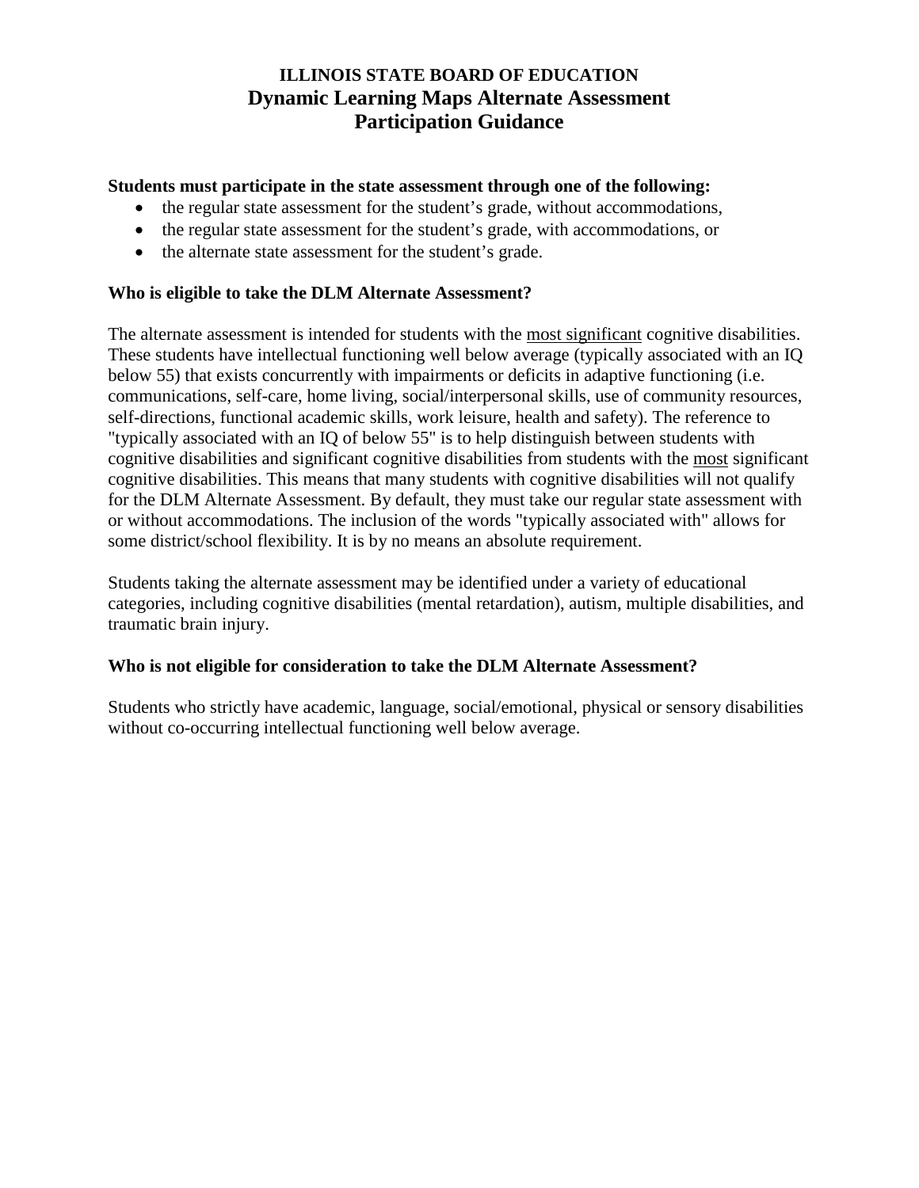# ILLINOIS STATE BOARD OF EDUCATION
## Dynamic Learning Maps Alternate Assessment
## Participation Guidance

**Students must participate in the state assessment through one of the following:**

- the regular state assessment for the student's grade, without accommodations,
- the regular state assessment for the student's grade, with accommodations, or
- the alternate state assessment for the student's grade.

**Who is eligible to take the DLM Alternate Assessment?**

The alternate assessment is intended for students with the <u>most significant</u> cognitive disabilities. These students have intellectual functioning well below average (typically associated with an IQ below 55) that exists concurrently with impairments or deficits in adaptive functioning (i.e. communications, self-care, home living, social/interpersonal skills, use of community resources, self-directions, functional academic skills, work leisure, health and safety). The reference to "typically associated with an IQ of below 55" is to help distinguish between students with cognitive disabilities and significant cognitive disabilities from students with the <u>most</u> significant cognitive disabilities. This means that many students with cognitive disabilities will not qualify for the DLM Alternate Assessment. By default, they must take our regular state assessment with or without accommodations. The inclusion of the words "typically associated with" allows for some district/school flexibility. It is by no means an absolute requirement.

Students taking the alternate assessment may be identified under a variety of educational categories, including cognitive disabilities (mental retardation), autism, multiple disabilities, and traumatic brain injury.

**Who is not eligible for consideration to take the DLM Alternate Assessment?**

Students who strictly have academic, language, social/emotional, physical or sensory disabilities without co-occurring intellectual functioning well below average.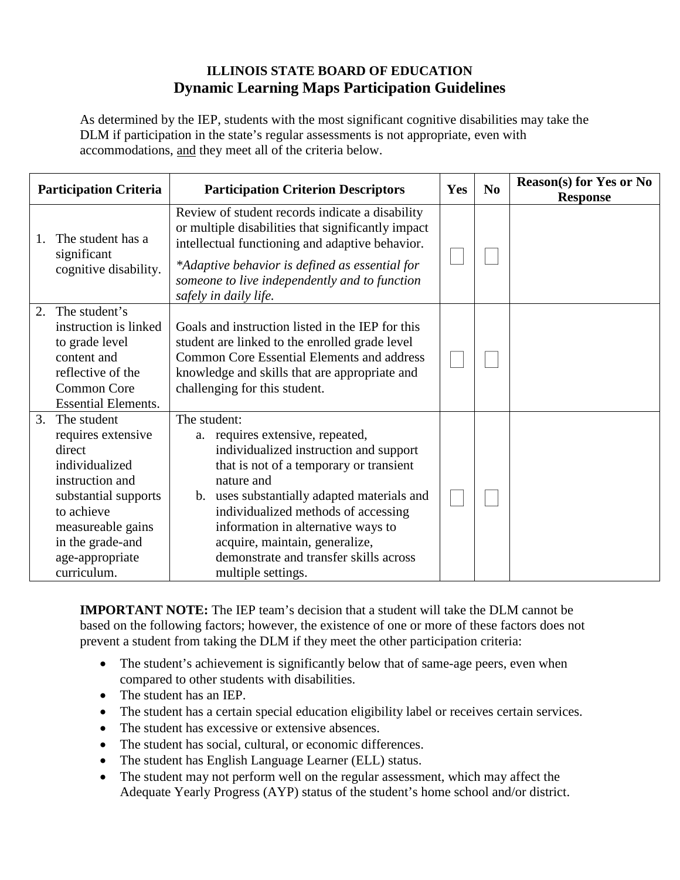**ILLINOIS STATE BOARD OF EDUCATION**
## Dynamic Learning Maps Participation Guidelines

As determined by the IEP, students with the most significant cognitive disabilities may take the DLM if participation in the state's regular assessments is not appropriate, even with accommodations, and they meet all of the criteria below.

| Participation Criteria | Participation Criterion Descriptors | Yes | No | Reason(s) for Yes or No Response |
|---|---|---|---|---|
| 1. The student has a significant cognitive disability. | Review of student records indicate a disability or multiple disabilities that significantly impact intellectual functioning and adaptive behavior. *\*Adaptive behavior is defined as essential for someone to live independently and to function safely in daily life.* | ☐ | ☐ | |
| 2. The student's instruction is linked to grade level content and reflective of the Common Core Essential Elements. | Goals and instruction listed in the IEP for this student are linked to the enrolled grade level Common Core Essential Elements and address knowledge and skills that are appropriate and challenging for this student. | ☐ | ☐ | |
| 3. The student requires extensive direct individualized instruction and substantial supports to achieve measureable gains in the grade-and age-appropriate curriculum. | The student: a. requires extensive, repeated, individualized instruction and support that is not of a temporary or transient nature and b. uses substantially adapted materials and individualized methods of accessing information in alternative ways to acquire, maintain, generalize, demonstrate and transfer skills across multiple settings. | ☐ | ☐ | |

**IMPORTANT NOTE:** The IEP team's decision that a student will take the DLM cannot be based on the following factors; however, the existence of one or more of these factors does not prevent a student from taking the DLM if they meet the other participation criteria:

- The student's achievement is significantly below that of same-age peers, even when compared to other students with disabilities.
- The student has an IEP.
- The student has a certain special education eligibility label or receives certain services.
- The student has excessive or extensive absences.
- The student has social, cultural, or economic differences.
- The student has English Language Learner (ELL) status.
- The student may not perform well on the regular assessment, which may affect the Adequate Yearly Progress (AYP) status of the student's home school and/or district.